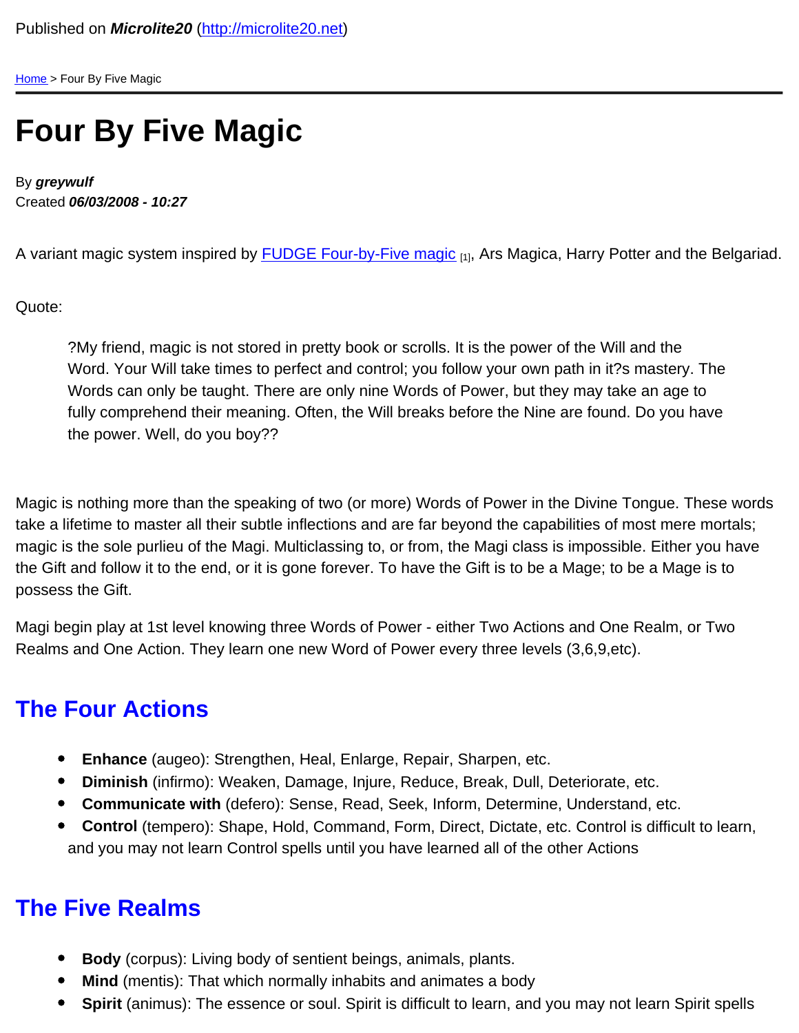Published on ***Microlite20*** (http://microlite20.net)

Home > Four By Five Magic

# Four By Five Magic

By ***greywulf***
Created ***06/03/2008 - 10:27***

A variant magic system inspired by FUDGE Four-by-Five magic [1], Ars Magica, Harry Potter and the Belgariad.

Quote:

> ?My friend, magic is not stored in pretty book or scrolls. It is the power of the Will and the Word. Your Will take times to perfect and control; you follow your own path in it?s mastery. The Words can only be taught. There are only nine Words of Power, but they may take an age to fully comprehend their meaning. Often, the Will breaks before the Nine are found. Do you have the power. Well, do you boy??

Magic is nothing more than the speaking of two (or more) Words of Power in the Divine Tongue. These words take a lifetime to master all their subtle inflections and are far beyond the capabilities of most mere mortals; magic is the sole purlieu of the Magi. Multiclassing to, or from, the Magi class is impossible. Either you have the Gift and follow it to the end, or it is gone forever. To have the Gift is to be a Mage; to be a Mage is to possess the Gift.

Magi begin play at 1st level knowing three Words of Power - either Two Actions and One Realm, or Two Realms and One Action. They learn one new Word of Power every three levels (3,6,9,etc).

## The Four Actions

- **Enhance** (augeo): Strengthen, Heal, Enlarge, Repair, Sharpen, etc.
- **Diminish** (infirmo): Weaken, Damage, Injure, Reduce, Break, Dull, Deteriorate, etc.
- **Communicate with** (defero): Sense, Read, Seek, Inform, Determine, Understand, etc.
- **Control** (tempero): Shape, Hold, Command, Form, Direct, Dictate, etc. Control is difficult to learn, and you may not learn Control spells until you have learned all of the other Actions

## The Five Realms

- **Body** (corpus): Living body of sentient beings, animals, plants.
- **Mind** (mentis): That which normally inhabits and animates a body
- **Spirit** (animus): The essence or soul. Spirit is difficult to learn, and you may not learn Spirit spells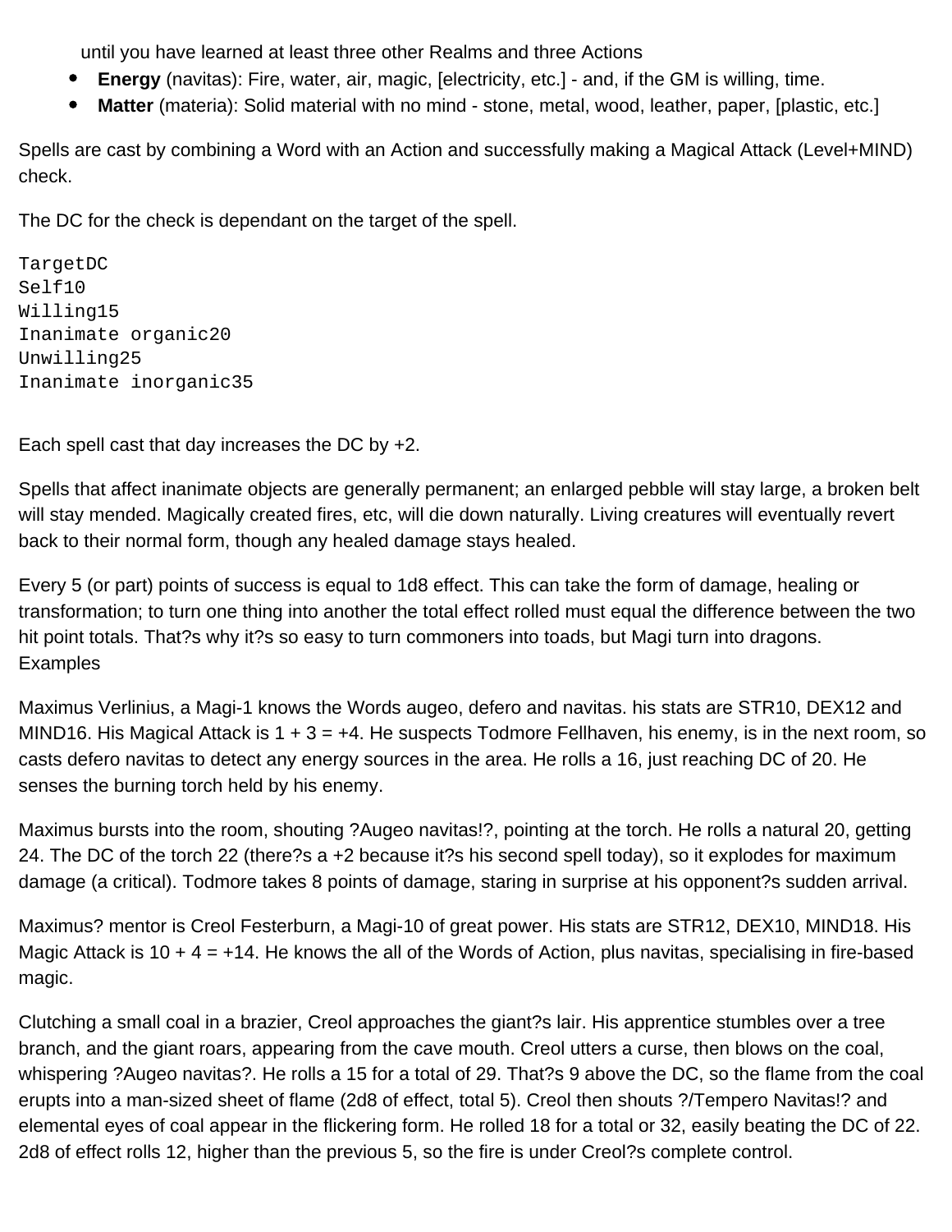until you have learned at least three other Realms and three Actions

- **Energy** (navitas): Fire, water, air, magic, [electricity, etc.] - and, if the GM is willing, time.
- **Matter** (materia): Solid material with no mind - stone, metal, wood, leather, paper, [plastic, etc.]

Spells are cast by combining a Word with an Action and successfully making a Magical Attack (Level+MIND) check.

The DC for the check is dependant on the target of the spell.

| Target | DC |
|---|---|
| Self | 10 |
| Willing | 15 |
| Inanimate organic | 20 |
| Unwilling | 25 |
| Inanimate inorganic | 35 |

Each spell cast that day increases the DC by +2.

Spells that affect inanimate objects are generally permanent; an enlarged pebble will stay large, a broken belt will stay mended. Magically created fires, etc, will die down naturally. Living creatures will eventually revert back to their normal form, though any healed damage stays healed.

Every 5 (or part) points of success is equal to 1d8 effect. This can take the form of damage, healing or transformation; to turn one thing into another the total effect rolled must equal the difference between the two hit point totals. That?s why it?s so easy to turn commoners into toads, but Magi turn into dragons.

Examples

Maximus Verlinius, a Magi-1 knows the Words augeo, defero and navitas. his stats are STR10, DEX12 and MIND16. His Magical Attack is 1 + 3 = +4. He suspects Todmore Fellhaven, his enemy, is in the next room, so casts defero navitas to detect any energy sources in the area. He rolls a 16, just reaching DC of 20. He senses the burning torch held by his enemy.

Maximus bursts into the room, shouting ?Augeo navitas!?, pointing at the torch. He rolls a natural 20, getting 24. The DC of the torch 22 (there?s a +2 because it?s his second spell today), so it explodes for maximum damage (a critical). Todmore takes 8 points of damage, staring in surprise at his opponent?s sudden arrival.

Maximus? mentor is Creol Festerburn, a Magi-10 of great power. His stats are STR12, DEX10, MIND18. His Magic Attack is 10 + 4 = +14. He knows the all of the Words of Action, plus navitas, specialising in fire-based magic.

Clutching a small coal in a brazier, Creol approaches the giant?s lair. His apprentice stumbles over a tree branch, and the giant roars, appearing from the cave mouth. Creol utters a curse, then blows on the coal, whispering ?Augeo navitas?. He rolls a 15 for a total of 29. That?s 9 above the DC, so the flame from the coal erupts into a man-sized sheet of flame (2d8 of effect, total 5). Creol then shouts ?/Tempero Navitas!? and elemental eyes of coal appear in the flickering form. He rolled 18 for a total or 32, easily beating the DC of 22. 2d8 of effect rolls 12, higher than the previous 5, so the fire is under Creol?s complete control.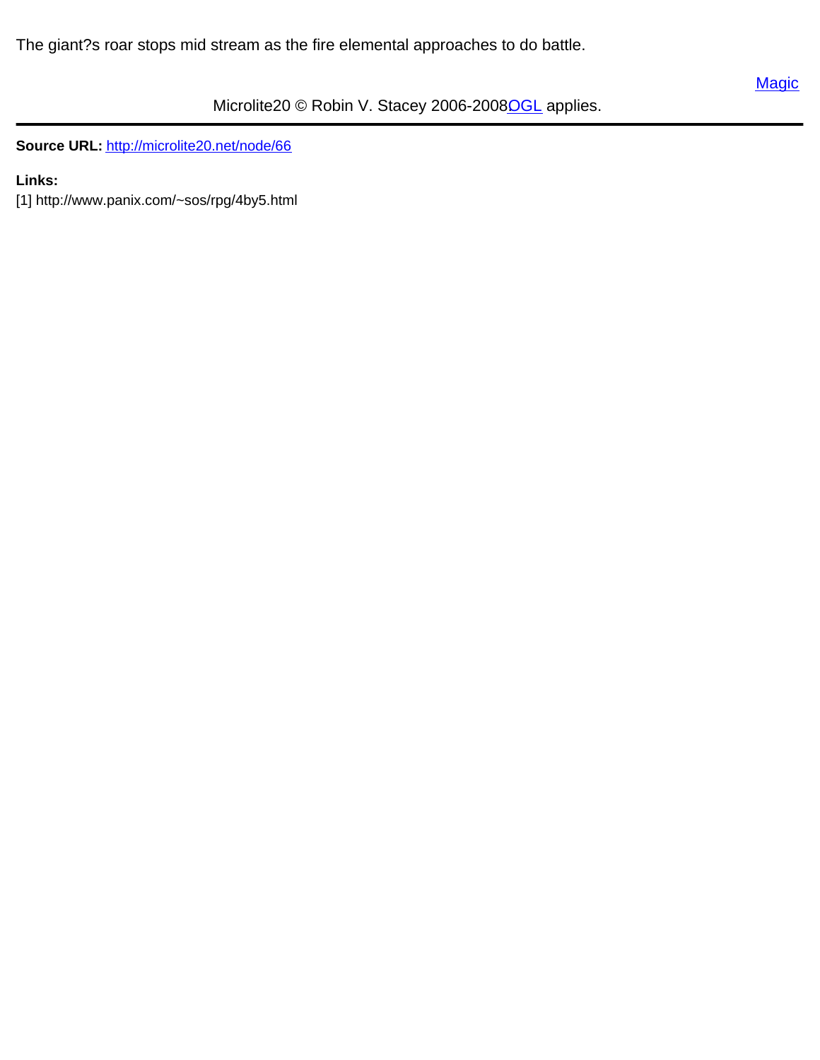The giant?s roar stops mid stream as the fire elemental approaches to do battle.

Magic

Microlite20 © Robin V. Stacey 2006-2008OGL applies.

---

**Source URL:** http://microlite20.net/node/66

**Links:**
[1] http://www.panix.com/~sos/rpg/4by5.html